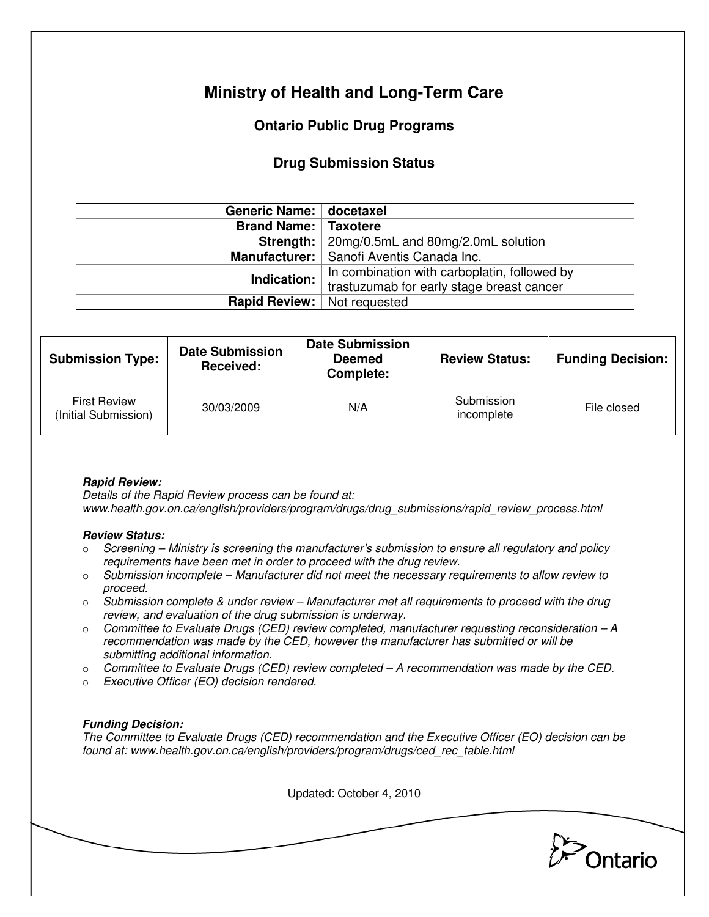# Ministry of Health and Long-Term Care

## Ontario Public Drug Programs

### Drug Submission Status

| | |
|---|---|
| **Generic Name:** | **docetaxel** |
| **Brand Name:** | **Taxotere** |
| **Strength:** | 20mg/0.5mL and 80mg/2.0mL solution |
| **Manufacturer:** | Sanofi Aventis Canada Inc. |
| **Indication:** | In combination with carboplatin, followed by trastuzumab for early stage breast cancer |
| **Rapid Review:** | Not requested |

| Submission Type: | Date Submission Received: | Date Submission Deemed Complete: | Review Status: | Funding Decision: |
|---|---|---|---|---|
| First Review (Initial Submission) | 30/03/2009 | N/A | Submission incomplete | File closed |

***Rapid Review:***
*Details of the Rapid Review process can be found at:*
*www.health.gov.on.ca/english/providers/program/drugs/drug_submissions/rapid_review_process.html*

***Review Status:***

- *Screening – Ministry is screening the manufacturer's submission to ensure all regulatory and policy requirements have been met in order to proceed with the drug review.*
- *Submission incomplete – Manufacturer did not meet the necessary requirements to allow review to proceed.*
- *Submission complete & under review – Manufacturer met all requirements to proceed with the drug review, and evaluation of the drug submission is underway.*
- *Committee to Evaluate Drugs (CED) review completed, manufacturer requesting reconsideration – A recommendation was made by the CED, however the manufacturer has submitted or will be submitting additional information.*
- *Committee to Evaluate Drugs (CED) review completed – A recommendation was made by the CED.*
- *Executive Officer (EO) decision rendered.*

***Funding Decision:***
*The Committee to Evaluate Drugs (CED) recommendation and the Executive Officer (EO) decision can be found at: www.health.gov.on.ca/english/providers/program/drugs/ced_rec_table.html*

Updated: October 4, 2010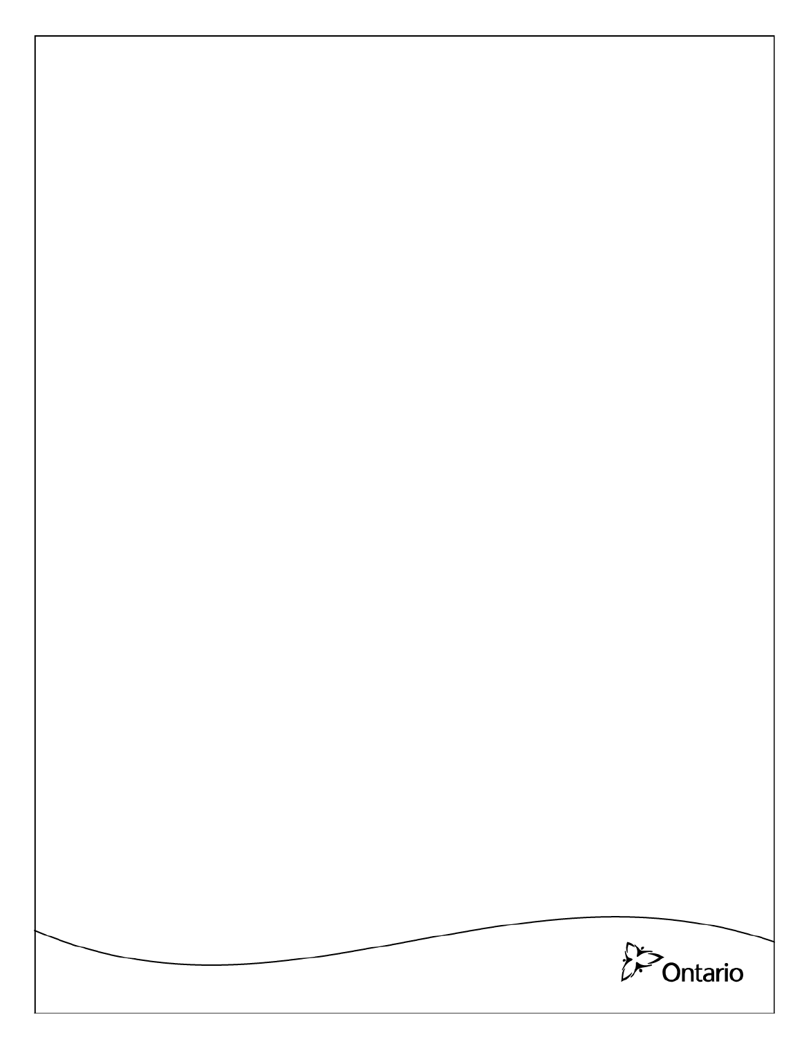Ontario